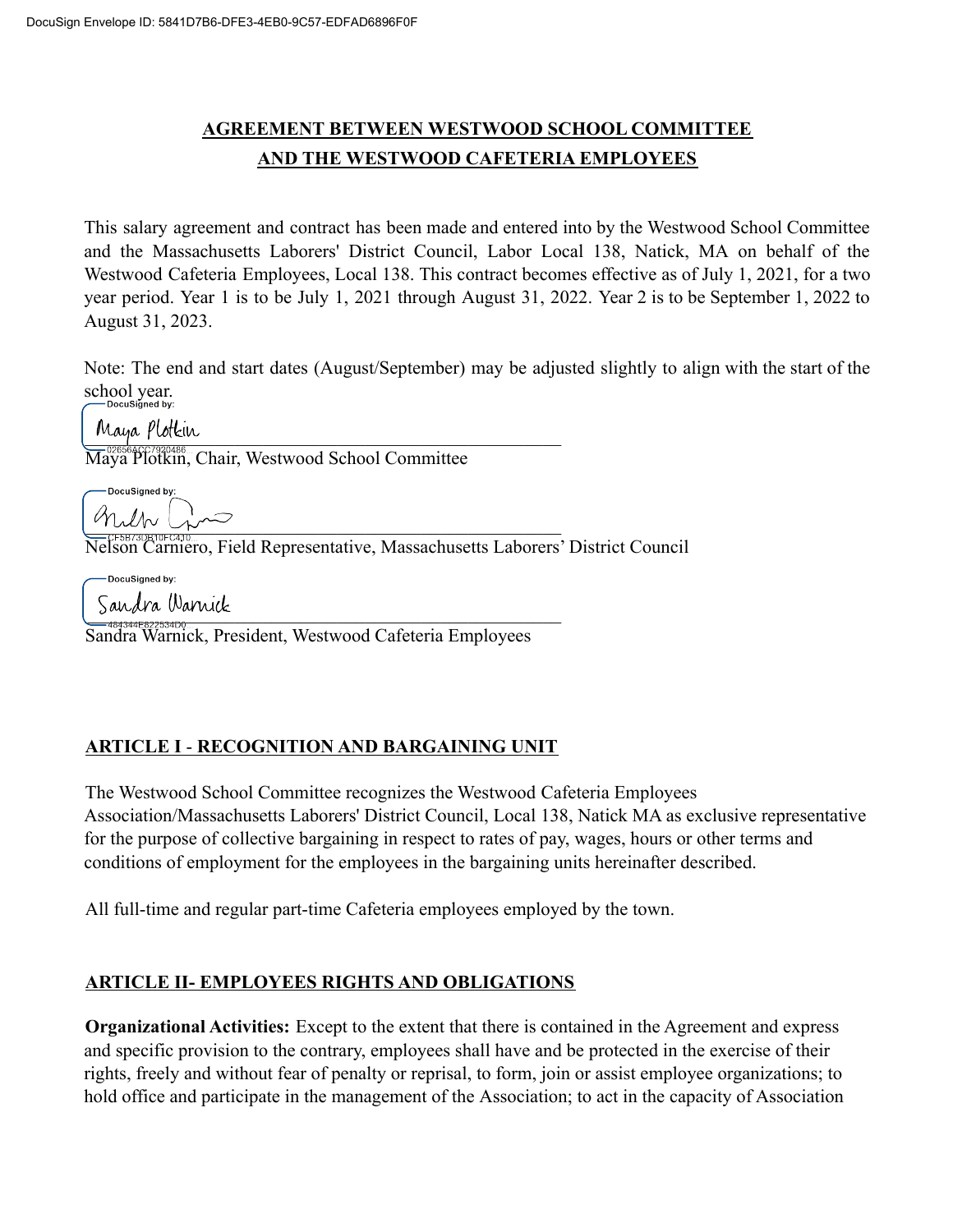DocuSign Envelope ID: 5841D7B6-DFE3-4EB0-9C57-EDFAD6896F0F

# AGREEMENT BETWEEN WESTWOOD SCHOOL COMMITTEE AND THE WESTWOOD CAFETERIA EMPLOYEES

This salary agreement and contract has been made and entered into by the Westwood School Committee and the Massachusetts Laborers' District Council, Labor Local 138, Natick, MA on behalf of the Westwood Cafeteria Employees, Local 138. This contract becomes effective as of July 1, 2021, for a two year period. Year 1 is to be July 1, 2021 through August 31, 2022. Year 2 is to be September 1, 2022 to August 31, 2023.

Note: The end and start dates (August/September) may be adjusted slightly to align with the start of the school year.

DocuSigned by:
Maya Plotkin
02656ACC7920486
Maya Plotkin, Chair, Westwood School Committee

DocuSigned by:
CF5B73DB10FC410
Nelson Carniero, Field Representative, Massachusetts Laborers' District Council

DocuSigned by:
Sandra Warnick
484344E822534D0
Sandra Warnick, President, Westwood Cafeteria Employees

## ARTICLE I - RECOGNITION AND BARGAINING UNIT

The Westwood School Committee recognizes the Westwood Cafeteria Employees Association/Massachusetts Laborers' District Council, Local 138, Natick MA as exclusive representative for the purpose of collective bargaining in respect to rates of pay, wages, hours or other terms and conditions of employment for the employees in the bargaining units hereinafter described.

All full-time and regular part-time Cafeteria employees employed by the town.

## ARTICLE II- EMPLOYEES RIGHTS AND OBLIGATIONS

**Organizational Activities:** Except to the extent that there is contained in the Agreement and express and specific provision to the contrary, employees shall have and be protected in the exercise of their rights, freely and without fear of penalty or reprisal, to form, join or assist employee organizations; to hold office and participate in the management of the Association; to act in the capacity of Association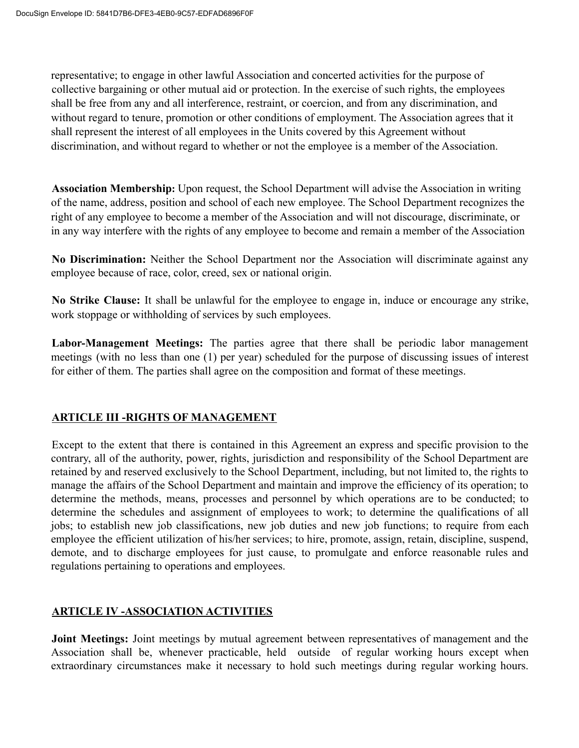representative; to engage in other lawful Association and concerted activities for the purpose of collective bargaining or other mutual aid or protection. In the exercise of such rights, the employees shall be free from any and all interference, restraint, or coercion, and from any discrimination, and without regard to tenure, promotion or other conditions of employment. The Association agrees that it shall represent the interest of all employees in the Units covered by this Agreement without discrimination, and without regard to whether or not the employee is a member of the Association.

**Association Membership:** Upon request, the School Department will advise the Association in writing of the name, address, position and school of each new employee. The School Department recognizes the right of any employee to become a member of the Association and will not discourage, discriminate, or in any way interfere with the rights of any employee to become and remain a member of the Association

**No Discrimination:** Neither the School Department nor the Association will discriminate against any employee because of race, color, creed, sex or national origin.

**No Strike Clause:** It shall be unlawful for the employee to engage in, induce or encourage any strike, work stoppage or withholding of services by such employees.

**Labor-Management Meetings:** The parties agree that there shall be periodic labor management meetings (with no less than one (1) per year) scheduled for the purpose of discussing issues of interest for either of them. The parties shall agree on the composition and format of these meetings.

## ARTICLE III -RIGHTS OF MANAGEMENT

Except to the extent that there is contained in this Agreement an express and specific provision to the contrary, all of the authority, power, rights, jurisdiction and responsibility of the School Department are retained by and reserved exclusively to the School Department, including, but not limited to, the rights to manage the affairs of the School Department and maintain and improve the efficiency of its operation; to determine the methods, means, processes and personnel by which operations are to be conducted; to determine the schedules and assignment of employees to work; to determine the qualifications of all jobs; to establish new job classifications, new job duties and new job functions; to require from each employee the efficient utilization of his/her services; to hire, promote, assign, retain, discipline, suspend, demote, and to discharge employees for just cause, to promulgate and enforce reasonable rules and regulations pertaining to operations and employees.

## ARTICLE IV -ASSOCIATION ACTIVITIES

**Joint Meetings:** Joint meetings by mutual agreement between representatives of management and the Association shall be, whenever practicable, held outside of regular working hours except when extraordinary circumstances make it necessary to hold such meetings during regular working hours.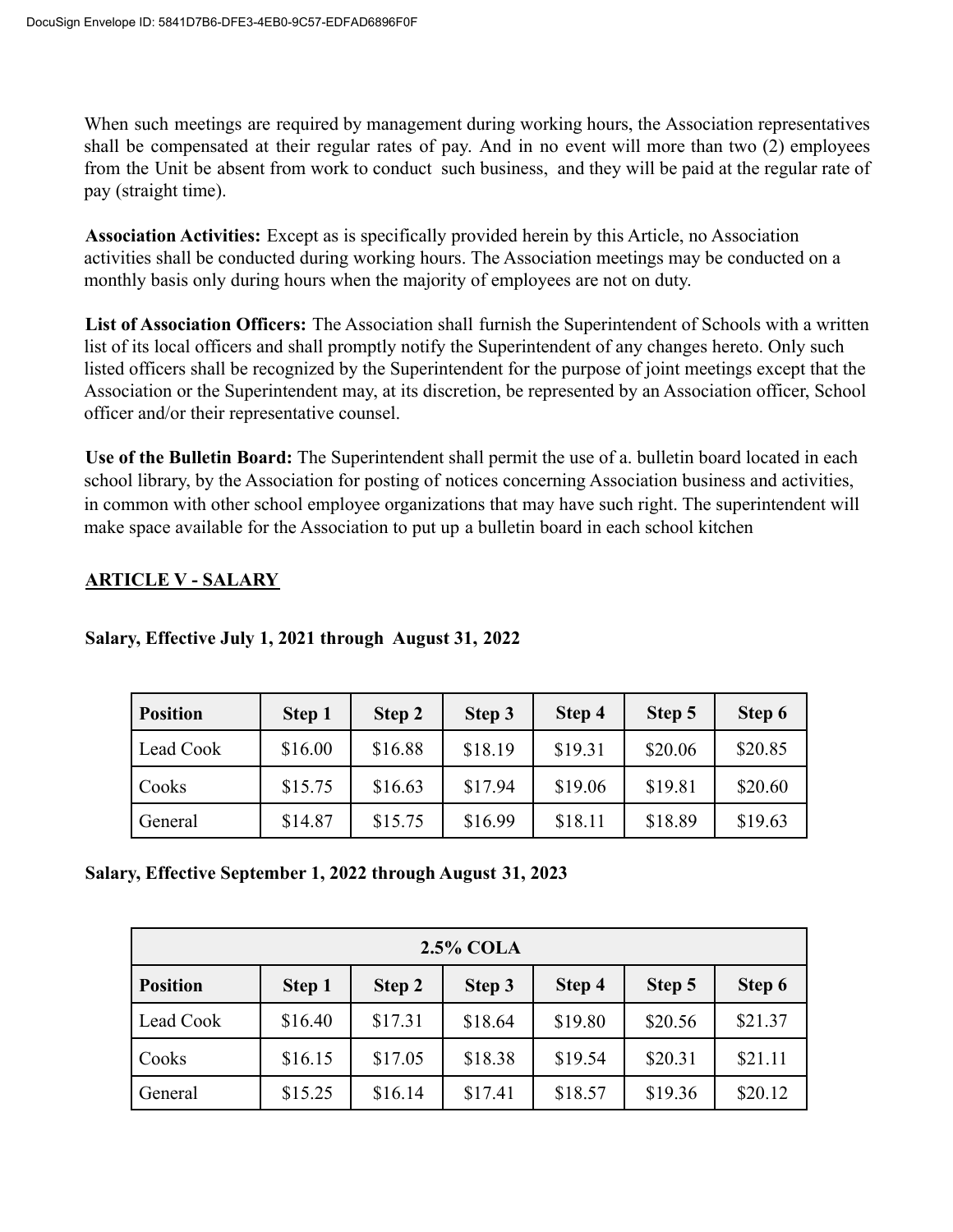When such meetings are required by management during working hours, the Association representatives shall be compensated at their regular rates of pay. And in no event will more than two (2) employees from the Unit be absent from work to conduct such business, and they will be paid at the regular rate of pay (straight time).

**Association Activities:** Except as is specifically provided herein by this Article, no Association activities shall be conducted during working hours. The Association meetings may be conducted on a monthly basis only during hours when the majority of employees are not on duty.

**List of Association Officers:** The Association shall furnish the Superintendent of Schools with a written list of its local officers and shall promptly notify the Superintendent of any changes hereto. Only such listed officers shall be recognized by the Superintendent for the purpose of joint meetings except that the Association or the Superintendent may, at its discretion, be represented by an Association officer, School officer and/or their representative counsel.

**Use of the Bulletin Board:** The Superintendent shall permit the use of a. bulletin board located in each school library, by the Association for posting of notices concerning Association business and activities, in common with other school employee organizations that may have such right. The superintendent will make space available for the Association to put up a bulletin board in each school kitchen

## ARTICLE V - SALARY

**Salary, Effective July 1, 2021 through August 31, 2022**

| Position | Step 1 | Step 2 | Step 3 | Step 4 | Step 5 | Step 6 |
|---|---|---|---|---|---|---|
| Lead Cook | $16.00 | $16.88 | $18.19 | $19.31 | $20.06 | $20.85 |
| Cooks | $15.75 | $16.63 | $17.94 | $19.06 | $19.81 | $20.60 |
| General | $14.87 | $15.75 | $16.99 | $18.11 | $18.89 | $19.63 |

**Salary, Effective September 1, 2022 through August 31, 2023**

| 2.5% COLA | | | | | | |
|---|---|---|---|---|---|---|
| **Position** | **Step 1** | **Step 2** | **Step 3** | **Step 4** | **Step 5** | **Step 6** |
| Lead Cook | $16.40 | $17.31 | $18.64 | $19.80 | $20.56 | $21.37 |
| Cooks | $16.15 | $17.05 | $18.38 | $19.54 | $20.31 | $21.11 |
| General | $15.25 | $16.14 | $17.41 | $18.57 | $19.36 | $20.12 |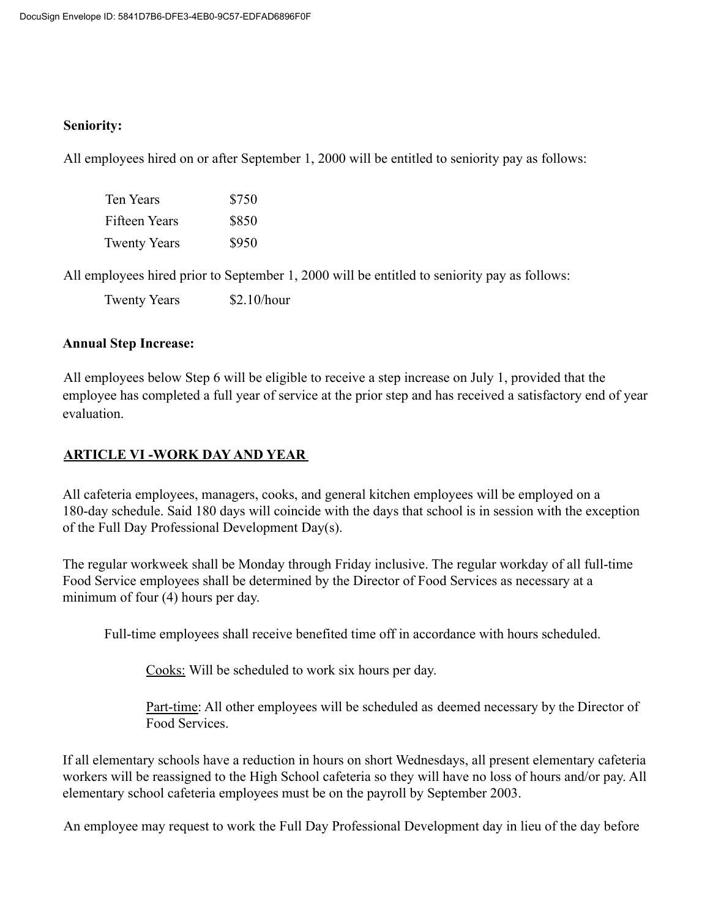**Seniority:**

All employees hired on or after September 1, 2000 will be entitled to seniority pay as follows:

| | |
|---|---|
| Ten Years | $750 |
| Fifteen Years | $850 |
| Twenty Years | $950 |

All employees hired prior to September 1, 2000 will be entitled to seniority pay as follows:

| | |
|---|---|
| Twenty Years | $2.10/hour |

**Annual Step Increase:**

All employees below Step 6 will be eligible to receive a step increase on July 1, provided that the employee has completed a full year of service at the prior step and has received a satisfactory end of year evaluation.

## ARTICLE VI -WORK DAY AND YEAR

All cafeteria employees, managers, cooks, and general kitchen employees will be employed on a 180-day schedule. Said 180 days will coincide with the days that school is in session with the exception of the Full Day Professional Development Day(s).

The regular workweek shall be Monday through Friday inclusive. The regular workday of all full-time Food Service employees shall be determined by the Director of Food Services as necessary at a minimum of four (4) hours per day.

Full-time employees shall receive benefited time off in accordance with hours scheduled.

Cooks: Will be scheduled to work six hours per day.

Part-time: All other employees will be scheduled as deemed necessary by the Director of Food Services.

If all elementary schools have a reduction in hours on short Wednesdays, all present elementary cafeteria workers will be reassigned to the High School cafeteria so they will have no loss of hours and/or pay. All elementary school cafeteria employees must be on the payroll by September 2003.

An employee may request to work the Full Day Professional Development day in lieu of the day before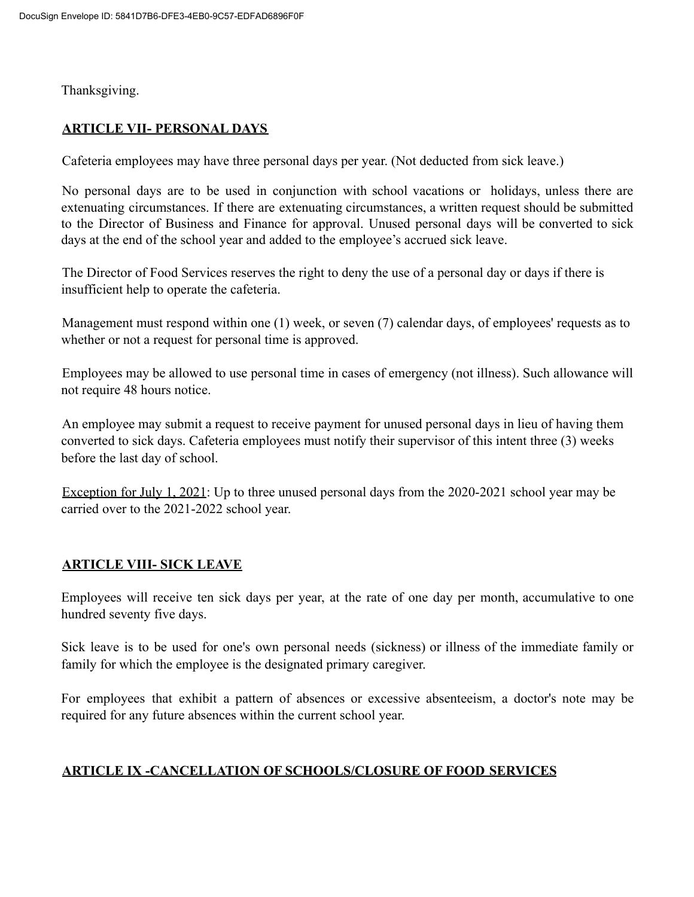Thanksgiving.

## ARTICLE VII- PERSONAL DAYS

Cafeteria employees may have three personal days per year. (Not deducted from sick leave.)

No personal days are to be used in conjunction with school vacations or holidays, unless there are extenuating circumstances. If there are extenuating circumstances, a written request should be submitted to the Director of Business and Finance for approval. Unused personal days will be converted to sick days at the end of the school year and added to the employee's accrued sick leave.

The Director of Food Services reserves the right to deny the use of a personal day or days if there is insufficient help to operate the cafeteria.

Management must respond within one (1) week, or seven (7) calendar days, of employees' requests as to whether or not a request for personal time is approved.

Employees may be allowed to use personal time in cases of emergency (not illness). Such allowance will not require 48 hours notice.

An employee may submit a request to receive payment for unused personal days in lieu of having them converted to sick days. Cafeteria employees must notify their supervisor of this intent three (3) weeks before the last day of school.

Exception for July 1, 2021: Up to three unused personal days from the 2020-2021 school year may be carried over to the 2021-2022 school year.

## ARTICLE VIII- SICK LEAVE

Employees will receive ten sick days per year, at the rate of one day per month, accumulative to one hundred seventy five days.

Sick leave is to be used for one's own personal needs (sickness) or illness of the immediate family or family for which the employee is the designated primary caregiver.

For employees that exhibit a pattern of absences or excessive absenteeism, a doctor's note may be required for any future absences within the current school year.

## ARTICLE IX -CANCELLATION OF SCHOOLS/CLOSURE OF FOOD SERVICES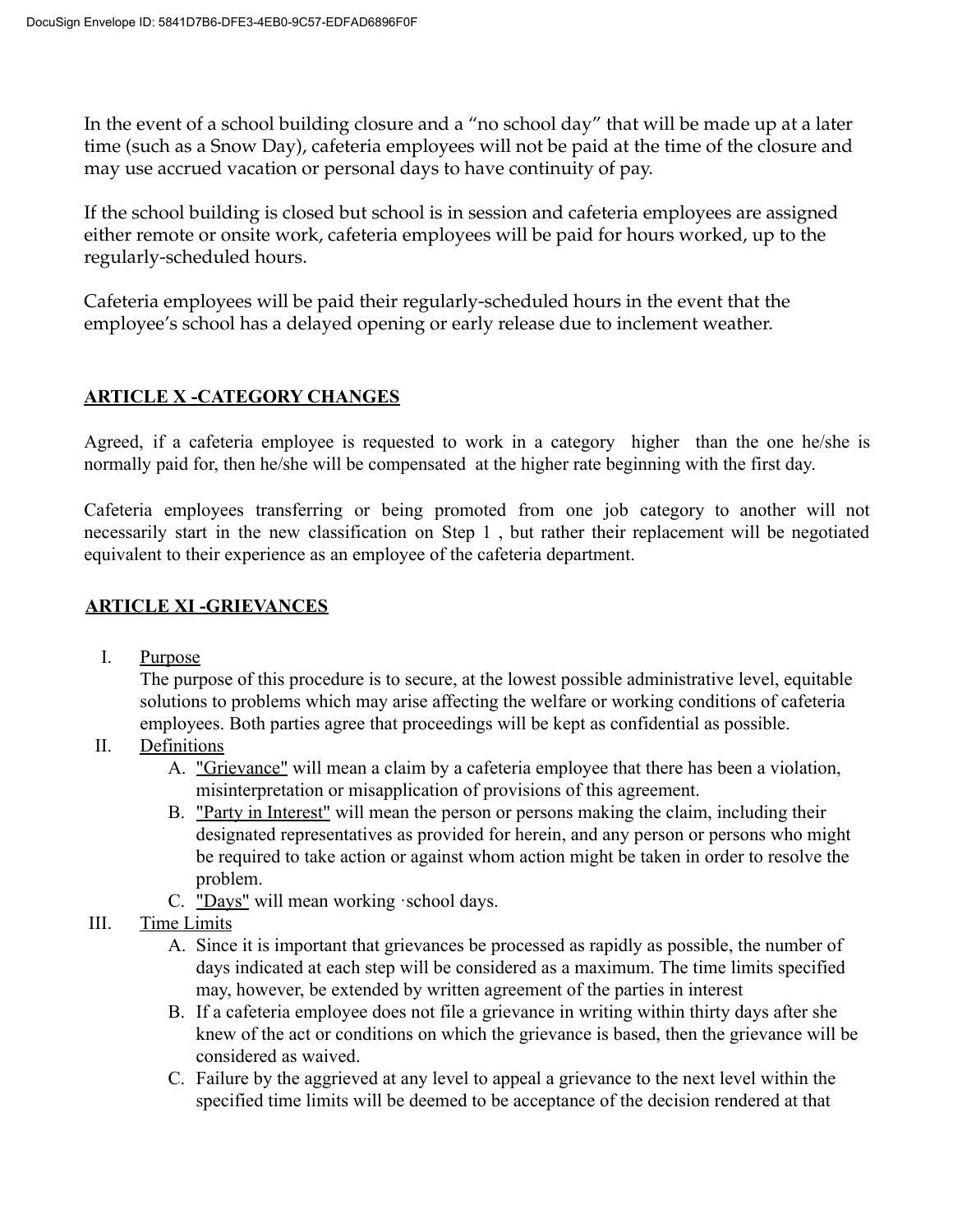In the event of a school building closure and a "no school day" that will be made up at a later time (such as a Snow Day), cafeteria employees will not be paid at the time of the closure and may use accrued vacation or personal days to have continuity of pay.

If the school building is closed but school is in session and cafeteria employees are assigned either remote or onsite work, cafeteria employees will be paid for hours worked, up to the regularly-scheduled hours.

Cafeteria employees will be paid their regularly-scheduled hours in the event that the employee's school has a delayed opening or early release due to inclement weather.

## ARTICLE X -CATEGORY CHANGES

Agreed, if a cafeteria employee is requested to work in a category higher than the one he/she is normally paid for, then he/she will be compensated at the higher rate beginning with the first day.

Cafeteria employees transferring or being promoted from one job category to another will not necessarily start in the new classification on Step 1 , but rather their replacement will be negotiated equivalent to their experience as an employee of the cafeteria department.

## ARTICLE XI -GRIEVANCES

I. Purpose

The purpose of this procedure is to secure, at the lowest possible administrative level, equitable solutions to problems which may arise affecting the welfare or working conditions of cafeteria employees. Both parties agree that proceedings will be kept as confidential as possible.

II. Definitions

A. "Grievance" will mean a claim by a cafeteria employee that there has been a violation, misinterpretation or misapplication of provisions of this agreement.

B. "Party in Interest" will mean the person or persons making the claim, including their designated representatives as provided for herein, and any person or persons who might be required to take action or against whom action might be taken in order to resolve the problem.

C. "Days" will mean working ·school days.

III. Time Limits

A. Since it is important that grievances be processed as rapidly as possible, the number of days indicated at each step will be considered as a maximum. The time limits specified may, however, be extended by written agreement of the parties in interest

B. If a cafeteria employee does not file a grievance in writing within thirty days after she knew of the act or conditions on which the grievance is based, then the grievance will be considered as waived.

C. Failure by the aggrieved at any level to appeal a grievance to the next level within the specified time limits will be deemed to be acceptance of the decision rendered at that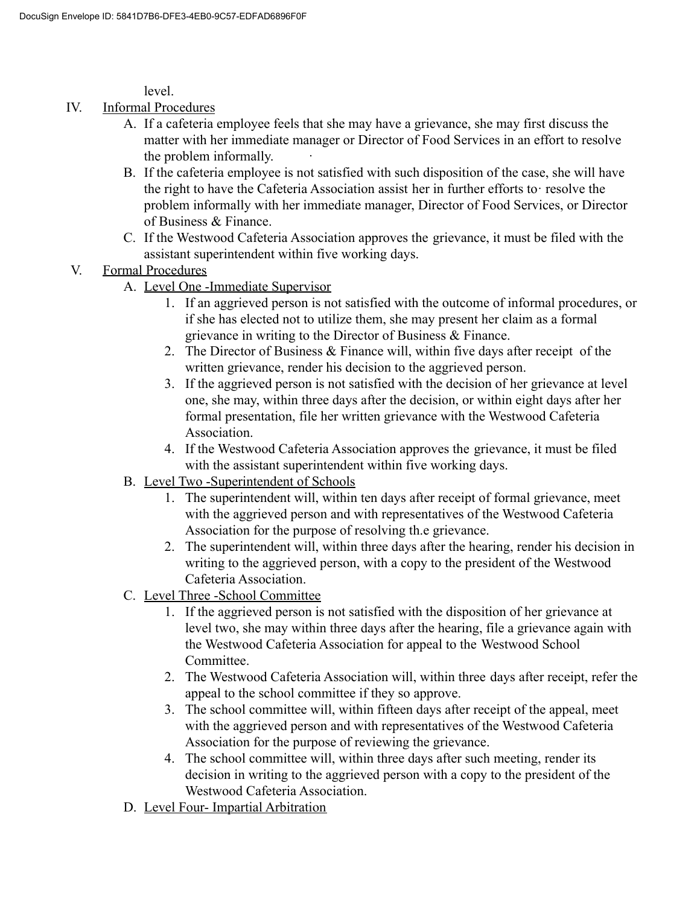level.

IV. Informal Procedures
   - A. If a cafeteria employee feels that she may have a grievance, she may first discuss the matter with her immediate manager or Director of Food Services in an effort to resolve the problem informally.
   - B. If the cafeteria employee is not satisfied with such disposition of the case, she will have the right to have the Cafeteria Association assist her in further efforts to resolve the problem informally with her immediate manager, Director of Food Services, or Director of Business & Finance.
   - C. If the Westwood Cafeteria Association approves the grievance, it must be filed with the assistant superintendent within five working days.

V. Formal Procedures
   - A. Level One -Immediate Supervisor
     1. If an aggrieved person is not satisfied with the outcome of informal procedures, or if she has elected not to utilize them, she may present her claim as a formal grievance in writing to the Director of Business & Finance.
     2. The Director of Business & Finance will, within five days after receipt of the written grievance, render his decision to the aggrieved person.
     3. If the aggrieved person is not satisfied with the decision of her grievance at level one, she may, within three days after the decision, or within eight days after her formal presentation, file her written grievance with the Westwood Cafeteria Association.
     4. If the Westwood Cafeteria Association approves the grievance, it must be filed with the assistant superintendent within five working days.
   - B. Level Two -Superintendent of Schools
     1. The superintendent will, within ten days after receipt of formal grievance, meet with the aggrieved person and with representatives of the Westwood Cafeteria Association for the purpose of resolving th.e grievance.
     2. The superintendent will, within three days after the hearing, render his decision in writing to the aggrieved person, with a copy to the president of the Westwood Cafeteria Association.
   - C. Level Three -School Committee
     1. If the aggrieved person is not satisfied with the disposition of her grievance at level two, she may within three days after the hearing, file a grievance again with the Westwood Cafeteria Association for appeal to the Westwood School Committee.
     2. The Westwood Cafeteria Association will, within three days after receipt, refer the appeal to the school committee if they so approve.
     3. The school committee will, within fifteen days after receipt of the appeal, meet with the aggrieved person and with representatives of the Westwood Cafeteria Association for the purpose of reviewing the grievance.
     4. The school committee will, within three days after such meeting, render its decision in writing to the aggrieved person with a copy to the president of the Westwood Cafeteria Association.
   - D. Level Four- Impartial Arbitration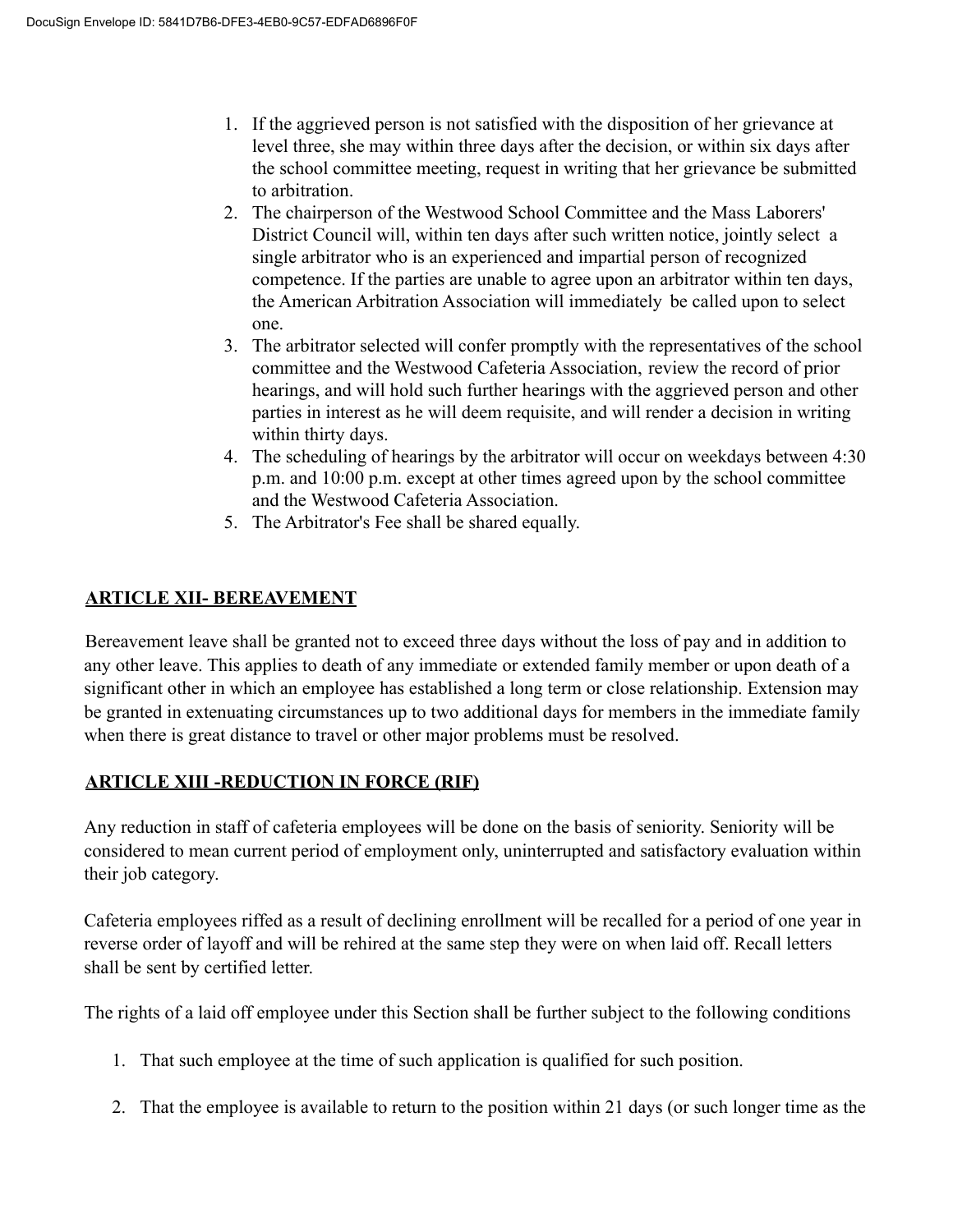1. If the aggrieved person is not satisfied with the disposition of her grievance at level three, she may within three days after the decision, or within six days after the school committee meeting, request in writing that her grievance be submitted to arbitration.
2. The chairperson of the Westwood School Committee and the Mass Laborers' District Council will, within ten days after such written notice, jointly select a single arbitrator who is an experienced and impartial person of recognized competence. If the parties are unable to agree upon an arbitrator within ten days, the American Arbitration Association will immediately be called upon to select one.
3. The arbitrator selected will confer promptly with the representatives of the school committee and the Westwood Cafeteria Association, review the record of prior hearings, and will hold such further hearings with the aggrieved person and other parties in interest as he will deem requisite, and will render a decision in writing within thirty days.
4. The scheduling of hearings by the arbitrator will occur on weekdays between 4:30 p.m. and 10:00 p.m. except at other times agreed upon by the school committee and the Westwood Cafeteria Association.
5. The Arbitrator's Fee shall be shared equally.

## ARTICLE XII- BEREAVEMENT

Bereavement leave shall be granted not to exceed three days without the loss of pay and in addition to any other leave. This applies to death of any immediate or extended family member or upon death of a significant other in which an employee has established a long term or close relationship. Extension may be granted in extenuating circumstances up to two additional days for members in the immediate family when there is great distance to travel or other major problems must be resolved.

## ARTICLE XIII -REDUCTION IN FORCE (RIF)

Any reduction in staff of cafeteria employees will be done on the basis of seniority. Seniority will be considered to mean current period of employment only, uninterrupted and satisfactory evaluation within their job category.

Cafeteria employees riffed as a result of declining enrollment will be recalled for a period of one year in reverse order of layoff and will be rehired at the same step they were on when laid off. Recall letters shall be sent by certified letter.

The rights of a laid off employee under this Section shall be further subject to the following conditions

1. That such employee at the time of such application is qualified for such position.

2. That the employee is available to return to the position within 21 days (or such longer time as the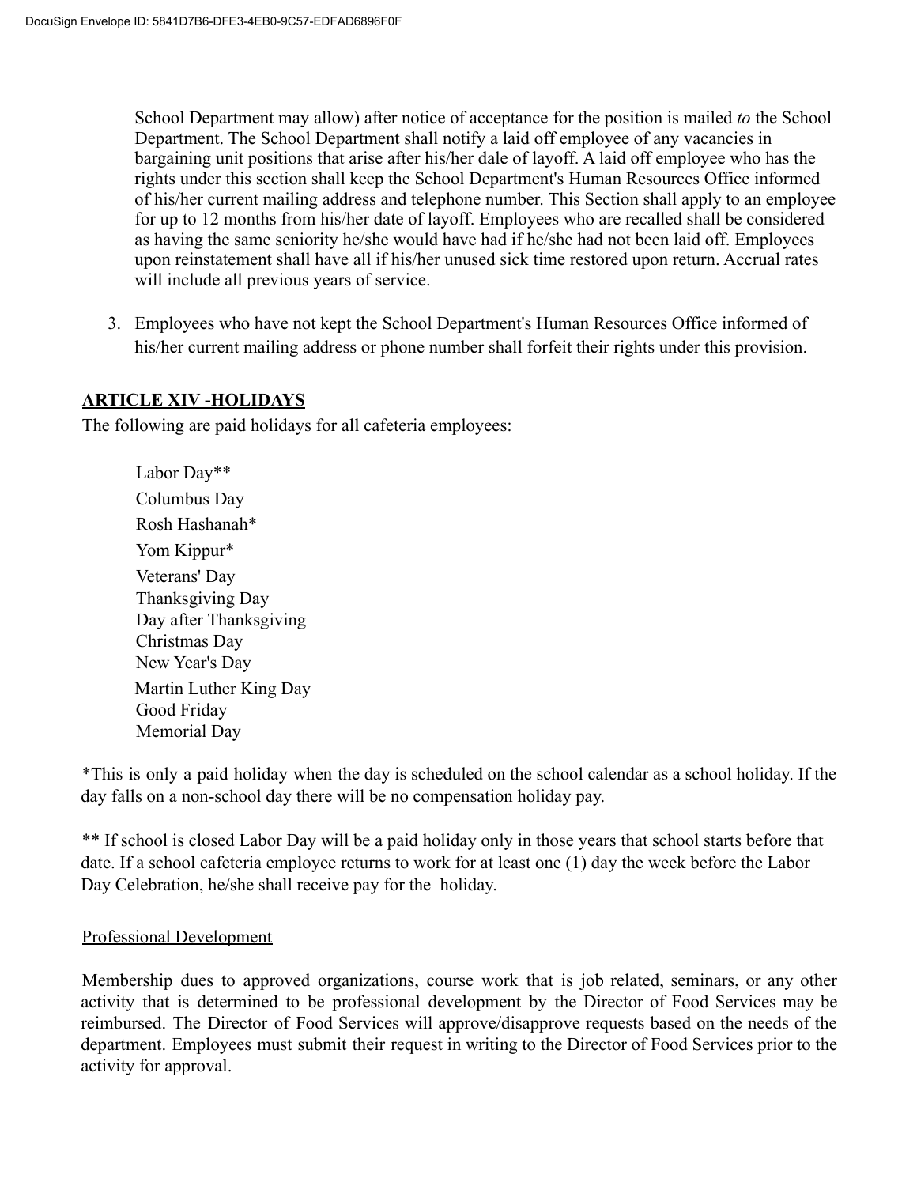School Department may allow) after notice of acceptance for the position is mailed *to* the School Department. The School Department shall notify a laid off employee of any vacancies in bargaining unit positions that arise after his/her dale of layoff. A laid off employee who has the rights under this section shall keep the School Department's Human Resources Office informed of his/her current mailing address and telephone number. This Section shall apply to an employee for up to 12 months from his/her date of layoff. Employees who are recalled shall be considered as having the same seniority he/she would have had if he/she had not been laid off. Employees upon reinstatement shall have all if his/her unused sick time restored upon return. Accrual rates will include all previous years of service.

3. Employees who have not kept the School Department's Human Resources Office informed of his/her current mailing address or phone number shall forfeit their rights under this provision.

## ARTICLE XIV -HOLIDAYS

The following are paid holidays for all cafeteria employees:

Labor Day**
Columbus Day
Rosh Hashanah*
Yom Kippur*
Veterans' Day
Thanksgiving Day
Day after Thanksgiving
Christmas Day
New Year's Day
Martin Luther King Day
Good Friday
Memorial Day

*This is only a paid holiday when the day is scheduled on the school calendar as a school holiday. If the day falls on a non-school day there will be no compensation holiday pay.

** If school is closed Labor Day will be a paid holiday only in those years that school starts before that date. If a school cafeteria employee returns to work for at least one (1) day the week before the Labor Day Celebration, he/she shall receive pay for the holiday.

Professional Development

Membership dues to approved organizations, course work that is job related, seminars, or any other activity that is determined to be professional development by the Director of Food Services may be reimbursed. The Director of Food Services will approve/disapprove requests based on the needs of the department. Employees must submit their request in writing to the Director of Food Services prior to the activity for approval.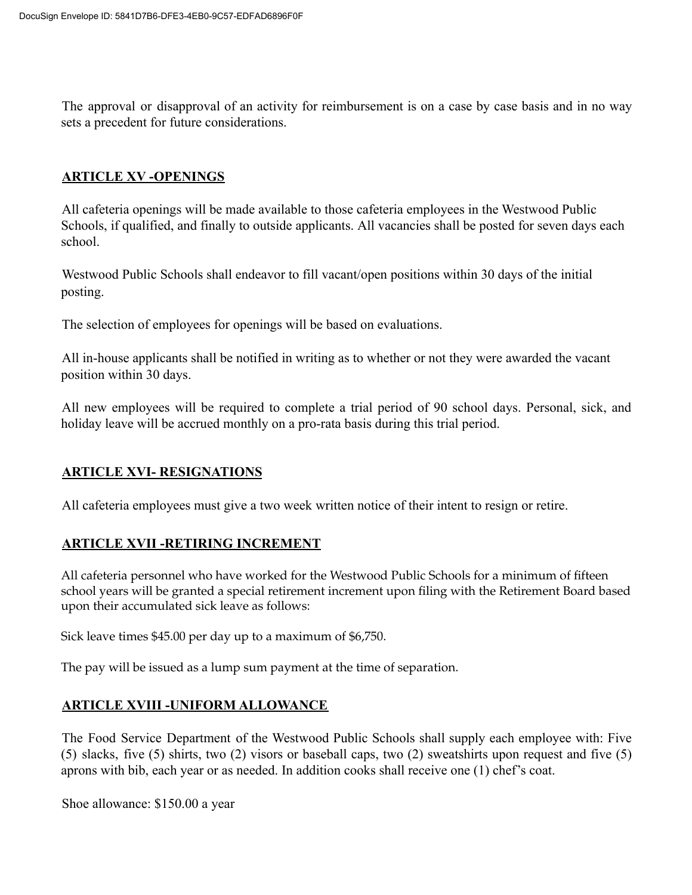The approval or disapproval of an activity for reimbursement is on a case by case basis and in no way sets a precedent for future considerations.

## ARTICLE XV -OPENINGS

All cafeteria openings will be made available to those cafeteria employees in the Westwood Public Schools, if qualified, and finally to outside applicants. All vacancies shall be posted for seven days each school.

Westwood Public Schools shall endeavor to fill vacant/open positions within 30 days of the initial posting.

The selection of employees for openings will be based on evaluations.

All in-house applicants shall be notified in writing as to whether or not they were awarded the vacant position within 30 days.

All new employees will be required to complete a trial period of 90 school days. Personal, sick, and holiday leave will be accrued monthly on a pro-rata basis during this trial period.

## ARTICLE XVI- RESIGNATIONS

All cafeteria employees must give a two week written notice of their intent to resign or retire.

## ARTICLE XVII -RETIRING INCREMENT

All cafeteria personnel who have worked for the Westwood Public Schools for a minimum of fifteen school years will be granted a special retirement increment upon filing with the Retirement Board based upon their accumulated sick leave as follows:

Sick leave times $45.00 per day up to a maximum of $6,750.

The pay will be issued as a lump sum payment at the time of separation.

## ARTICLE XVIII -UNIFORM ALLOWANCE

The Food Service Department of the Westwood Public Schools shall supply each employee with: Five (5) slacks, five (5) shirts, two (2) visors or baseball caps, two (2) sweatshirts upon request and five (5) aprons with bib, each year or as needed. In addition cooks shall receive one (1) chef's coat.

Shoe allowance: $150.00 a year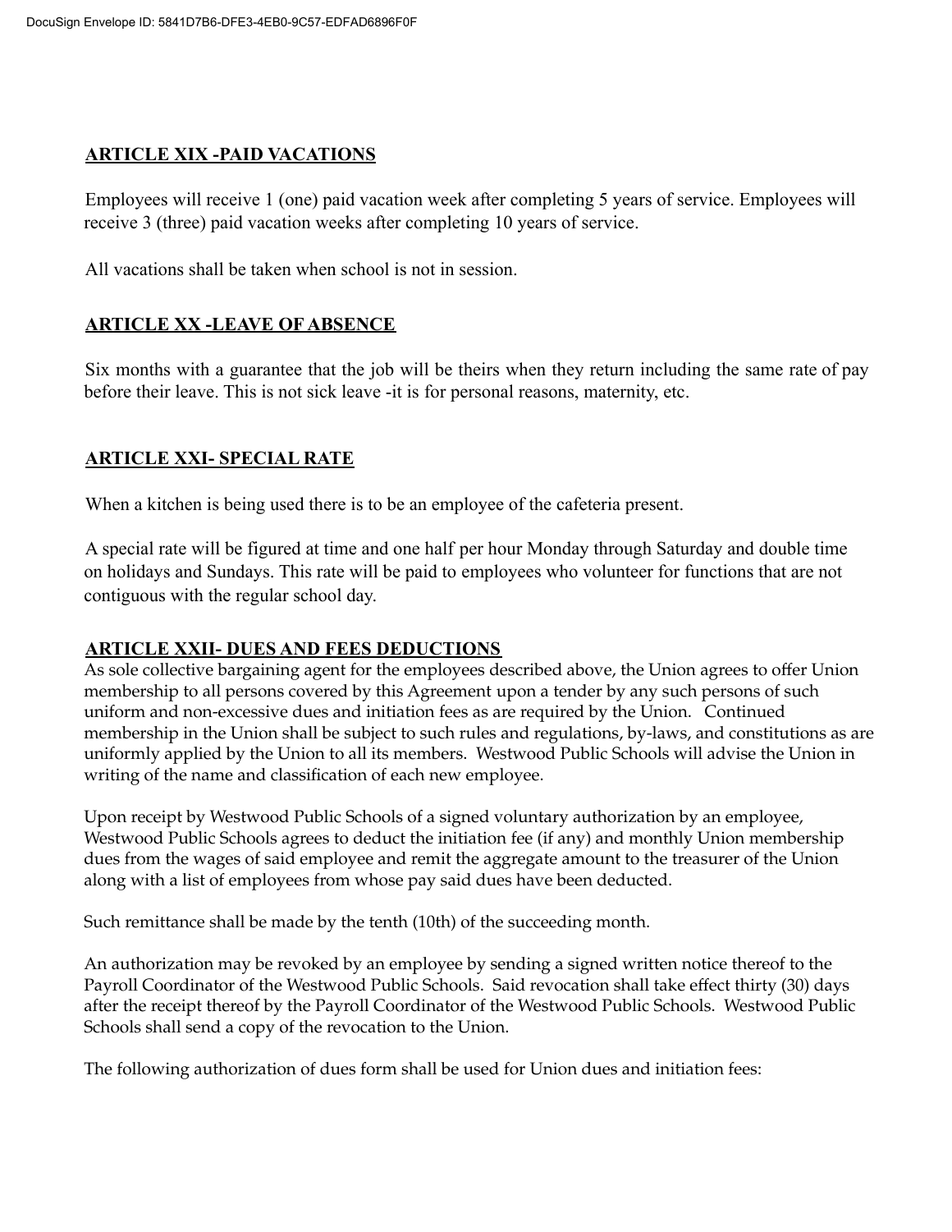## ARTICLE XIX -PAID VACATIONS

Employees will receive 1 (one) paid vacation week after completing 5 years of service. Employees will receive 3 (three) paid vacation weeks after completing 10 years of service.

All vacations shall be taken when school is not in session.

## ARTICLE XX -LEAVE OF ABSENCE

Six months with a guarantee that the job will be theirs when they return including the same rate of pay before their leave. This is not sick leave -it is for personal reasons, maternity, etc.

## ARTICLE XXI- SPECIAL RATE

When a kitchen is being used there is to be an employee of the cafeteria present.

A special rate will be figured at time and one half per hour Monday through Saturday and double time on holidays and Sundays. This rate will be paid to employees who volunteer for functions that are not contiguous with the regular school day.

## ARTICLE XXII- DUES AND FEES DEDUCTIONS

As sole collective bargaining agent for the employees described above, the Union agrees to offer Union membership to all persons covered by this Agreement upon a tender by any such persons of such uniform and non-excessive dues and initiation fees as are required by the Union. Continued membership in the Union shall be subject to such rules and regulations, by-laws, and constitutions as are uniformly applied by the Union to all its members. Westwood Public Schools will advise the Union in writing of the name and classification of each new employee.

Upon receipt by Westwood Public Schools of a signed voluntary authorization by an employee, Westwood Public Schools agrees to deduct the initiation fee (if any) and monthly Union membership dues from the wages of said employee and remit the aggregate amount to the treasurer of the Union along with a list of employees from whose pay said dues have been deducted.

Such remittance shall be made by the tenth (10th) of the succeeding month.

An authorization may be revoked by an employee by sending a signed written notice thereof to the Payroll Coordinator of the Westwood Public Schools. Said revocation shall take effect thirty (30) days after the receipt thereof by the Payroll Coordinator of the Westwood Public Schools. Westwood Public Schools shall send a copy of the revocation to the Union.

The following authorization of dues form shall be used for Union dues and initiation fees: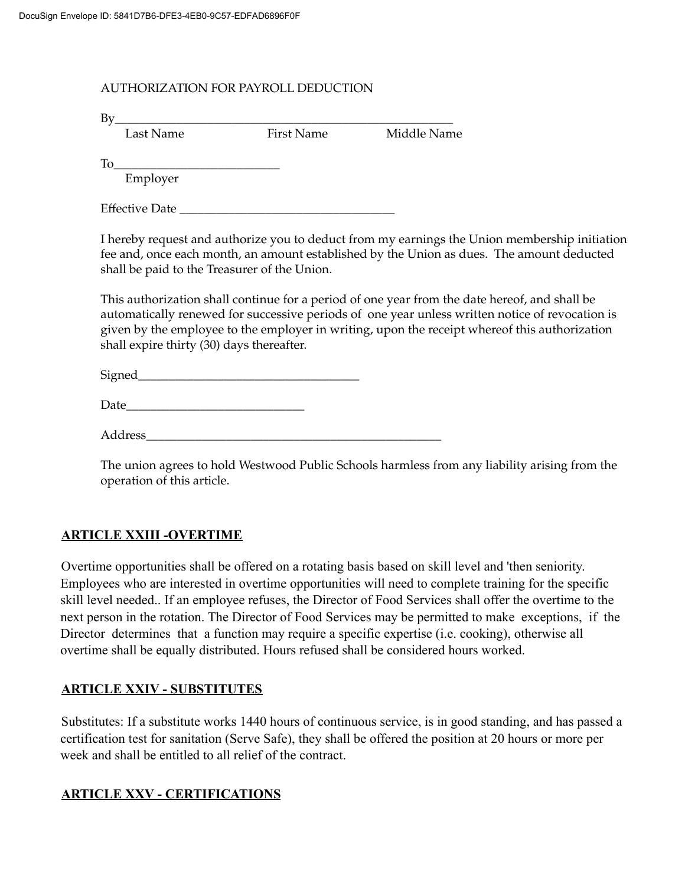AUTHORIZATION FOR PAYROLL DEDUCTION

By\_\_\_\_\_\_\_\_\_\_\_\_\_\_\_\_\_\_\_\_\_\_\_\_\_\_\_\_\_\_\_\_\_\_\_\_\_\_\_\_\_\_\_\_\_\_\_\_\_\_\_\_\_\_
Last Name First Name Middle Name

To\_\_\_\_\_\_\_\_\_\_\_\_\_\_\_\_\_\_\_\_\_\_\_\_\_\_
Employer

Effective Date \_\_\_\_\_\_\_\_\_\_\_\_\_\_\_\_\_\_\_\_\_\_\_\_\_\_\_\_\_\_\_\_\_\_

I hereby request and authorize you to deduct from my earnings the Union membership initiation fee and, once each month, an amount established by the Union as dues. The amount deducted shall be paid to the Treasurer of the Union.

This authorization shall continue for a period of one year from the date hereof, and shall be automatically renewed for successive periods of one year unless written notice of revocation is given by the employee to the employer in writing, upon the receipt whereof this authorization shall expire thirty (30) days thereafter.

Signed\_\_\_\_\_\_\_\_\_\_\_\_\_\_\_\_\_\_\_\_\_\_\_\_\_\_\_\_\_\_\_\_\_\_\_

Date\_\_\_\_\_\_\_\_\_\_\_\_\_\_\_\_\_\_\_\_\_\_\_\_\_\_\_\_

Address\_\_\_\_\_\_\_\_\_\_\_\_\_\_\_\_\_\_\_\_\_\_\_\_\_\_\_\_\_\_\_\_\_\_\_\_\_\_\_\_\_\_\_\_\_\_\_\_

The union agrees to hold Westwood Public Schools harmless from any liability arising from the operation of this article.

## ARTICLE XXIII -OVERTIME

Overtime opportunities shall be offered on a rotating basis based on skill level and 'then seniority. Employees who are interested in overtime opportunities will need to complete training for the specific skill level needed.. If an employee refuses, the Director of Food Services shall offer the overtime to the next person in the rotation. The Director of Food Services may be permitted to make exceptions, if the Director determines that a function may require a specific expertise (i.e. cooking), otherwise all overtime shall be equally distributed. Hours refused shall be considered hours worked.

## ARTICLE XXIV - SUBSTITUTES

Substitutes: If a substitute works 1440 hours of continuous service, is in good standing, and has passed a certification test for sanitation (Serve Safe), they shall be offered the position at 20 hours or more per week and shall be entitled to all relief of the contract.

## ARTICLE XXV - CERTIFICATIONS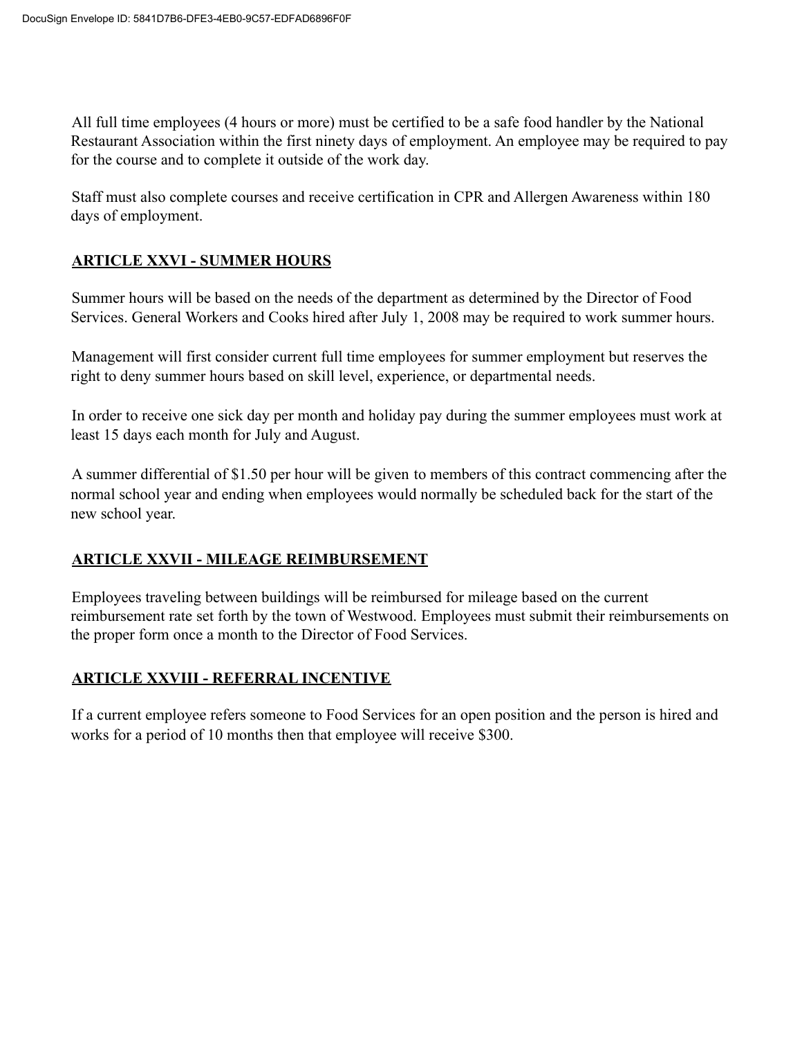All full time employees (4 hours or more) must be certified to be a safe food handler by the National Restaurant Association within the first ninety days of employment. An employee may be required to pay for the course and to complete it outside of the work day.

Staff must also complete courses and receive certification in CPR and Allergen Awareness within 180 days of employment.

## ARTICLE XXVI - SUMMER HOURS

Summer hours will be based on the needs of the department as determined by the Director of Food Services. General Workers and Cooks hired after July 1, 2008 may be required to work summer hours.

Management will first consider current full time employees for summer employment but reserves the right to deny summer hours based on skill level, experience, or departmental needs.

In order to receive one sick day per month and holiday pay during the summer employees must work at least 15 days each month for July and August.

A summer differential of $1.50 per hour will be given to members of this contract commencing after the normal school year and ending when employees would normally be scheduled back for the start of the new school year.

## ARTICLE XXVII - MILEAGE REIMBURSEMENT

Employees traveling between buildings will be reimbursed for mileage based on the current reimbursement rate set forth by the town of Westwood. Employees must submit their reimbursements on the proper form once a month to the Director of Food Services.

## ARTICLE XXVIII - REFERRAL INCENTIVE

If a current employee refers someone to Food Services for an open position and the person is hired and works for a period of 10 months then that employee will receive $300.